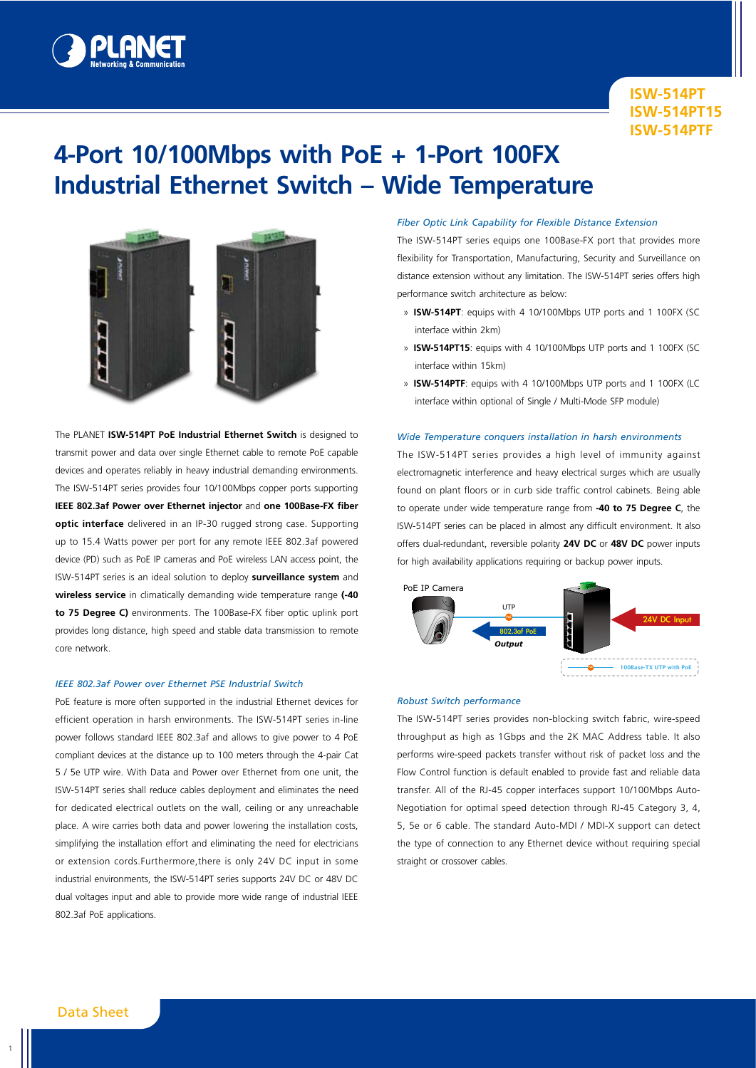ISW-514PT
ISW-514PT15
ISW-514PTF

# 4-Port 10/100Mbps with PoE + 1-Port 100FX Industrial Ethernet Switch – Wide Temperature

The PLANET **ISW-514PT PoE Industrial Ethernet Switch** is designed to transmit power and data over single Ethernet cable to remote PoE capable devices and operates reliably in heavy industrial demanding environments. The ISW-514PT series provides four 10/100Mbps copper ports supporting **IEEE 802.3af Power over Ethernet injector** and **one 100Base-FX fiber optic interface** delivered in an IP-30 rugged strong case. Supporting up to 15.4 Watts power per port for any remote IEEE 802.3af powered device (PD) such as PoE IP cameras and PoE wireless LAN access point, the ISW-514PT series is an ideal solution to deploy **surveillance system** and **wireless service** in climatically demanding wide temperature range **(-40 to 75 Degree C)** environments. The 100Base-FX fiber optic uplink port provides long distance, high speed and stable data transmission to remote core network.

### *IEEE 802.3af Power over Ethernet PSE Industrial Switch*

PoE feature is more often supported in the industrial Ethernet devices for efficient operation in harsh environments. The ISW-514PT series in-line power follows standard IEEE 802.3af and allows to give power to 4 PoE compliant devices at the distance up to 100 meters through the 4-pair Cat 5 / 5e UTP wire. With Data and Power over Ethernet from one unit, the ISW-514PT series shall reduce cables deployment and eliminates the need for dedicated electrical outlets on the wall, ceiling or any unreachable place. A wire carries both data and power lowering the installation costs, simplifying the installation effort and eliminating the need for electricians or extension cords.Furthermore,there is only 24V DC input in some industrial environments, the ISW-514PT series supports 24V DC or 48V DC dual voltages input and able to provide more wide range of industrial IEEE 802.3af PoE applications.

### *Fiber Optic Link Capability for Flexible Distance Extension*

The ISW-514PT series equips one 100Base-FX port that provides more flexibility for Transportation, Manufacturing, Security and Surveillance on distance extension without any limitation. The ISW-514PT series offers high performance switch architecture as below:

- **ISW-514PT**: equips with 4 10/100Mbps UTP ports and 1 100FX (SC interface within 2km)
- **ISW-514PT15**: equips with 4 10/100Mbps UTP ports and 1 100FX (SC interface within 15km)
- **ISW-514PTF**: equips with 4 10/100Mbps UTP ports and 1 100FX (LC interface within optional of Single / Multi-Mode SFP module)

### *Wide Temperature conquers installation in harsh environments*

The ISW-514PT series provides a high level of immunity against electromagnetic interference and heavy electrical surges which are usually found on plant floors or in curb side traffic control cabinets. Being able to operate under wide temperature range from **-40 to 75 Degree C**, the ISW-514PT series can be placed in almost any difficult environment. It also offers dual-redundant, reversible polarity **24V DC** or **48V DC** power inputs for high availability applications requiring or backup power inputs.

PoE IP Camera — UTP — 802.3af PoE Output — 24V DC Input — 100Base-TX UTP with PoE

### *Robust Switch performance*

The ISW-514PT series provides non-blocking switch fabric, wire-speed throughput as high as 1Gbps and the 2K MAC Address table. It also performs wire-speed packets transfer without risk of packet loss and the Flow Control function is default enabled to provide fast and reliable data transfer. All of the RJ-45 copper interfaces support 10/100Mbps Auto-Negotiation for optimal speed detection through RJ-45 Category 3, 4, 5, 5e or 6 cable. The standard Auto-MDI / MDI-X support can detect the type of connection to any Ethernet device without requiring special straight or crossover cables.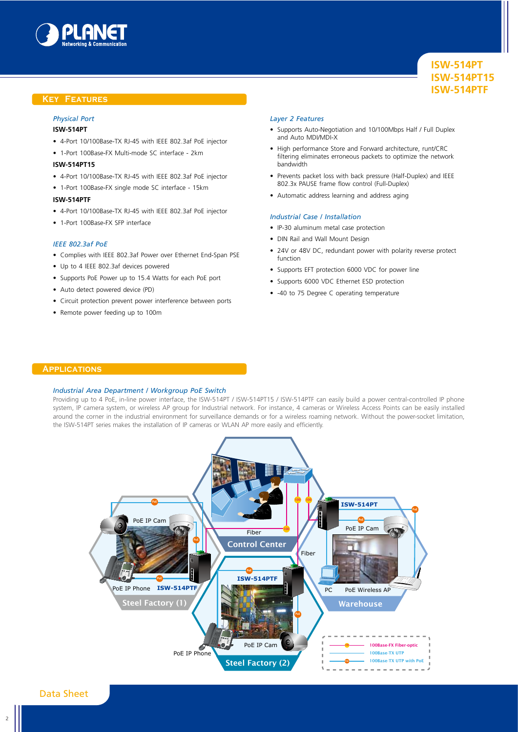## ISW-514PT
## ISW-514PT15
## ISW-514PTF

## Key Features

*Physical Port*

**ISW-514PT**

- 4-Port 10/100Base-TX RJ-45 with IEEE 802.3af PoE injector
- 1-Port 100Base-FX Multi-mode SC interface - 2km

**ISW-514PT15**

- 4-Port 10/100Base-TX RJ-45 with IEEE 802.3af PoE injector
- 1-Port 100Base-FX single mode SC interface - 15km

**ISW-514PTF**

- 4-Port 10/100Base-TX RJ-45 with IEEE 802.3af PoE injector
- 1-Port 100Base-FX SFP interface

*IEEE 802.3af PoE*

- Complies with IEEE 802.3af Power over Ethernet End-Span PSE
- Up to 4 IEEE 802.3af devices powered
- Supports PoE Power up to 15.4 Watts for each PoE port
- Auto detect powered device (PD)
- Circuit protection prevent power interference between ports
- Remote power feeding up to 100m

*Layer 2 Features*

- Supports Auto-Negotiation and 10/100Mbps Half / Full Duplex and Auto MDI/MDI-X
- High performance Store and Forward architecture, runt/CRC filtering eliminates erroneous packets to optimize the network bandwidth
- Prevents packet loss with back pressure (Half-Duplex) and IEEE 802.3x PAUSE frame flow control (Full-Duplex)
- Automatic address learning and address aging

*Industrial Case / Installation*

- IP-30 aluminum metal case protection
- DIN Rail and Wall Mount Design
- 24V or 48V DC, redundant power with polarity reverse protect function
- Supports EFT protection 6000 VDC for power line
- Supports 6000 VDC Ethernet ESD protection
- -40 to 75 Degree C operating temperature

## Applications

*Industrial Area Department / Workgroup PoE Switch*

Providing up to 4 PoE, in-line power interface, the ISW-514PT / ISW-514PT15 / ISW-514PTF can easily build a power central-controlled IP phone system, IP camera system, or wireless AP group for Industrial network. For instance, 4 cameras or Wireless Access Points can be easily installed around the corner in the industrial environment for surveillance demands or for a wireless roaming network. Without the power-socket limitation, the ISW-514PT series makes the installation of IP cameras or WLAN AP more easily and efficiently.

Data Sheet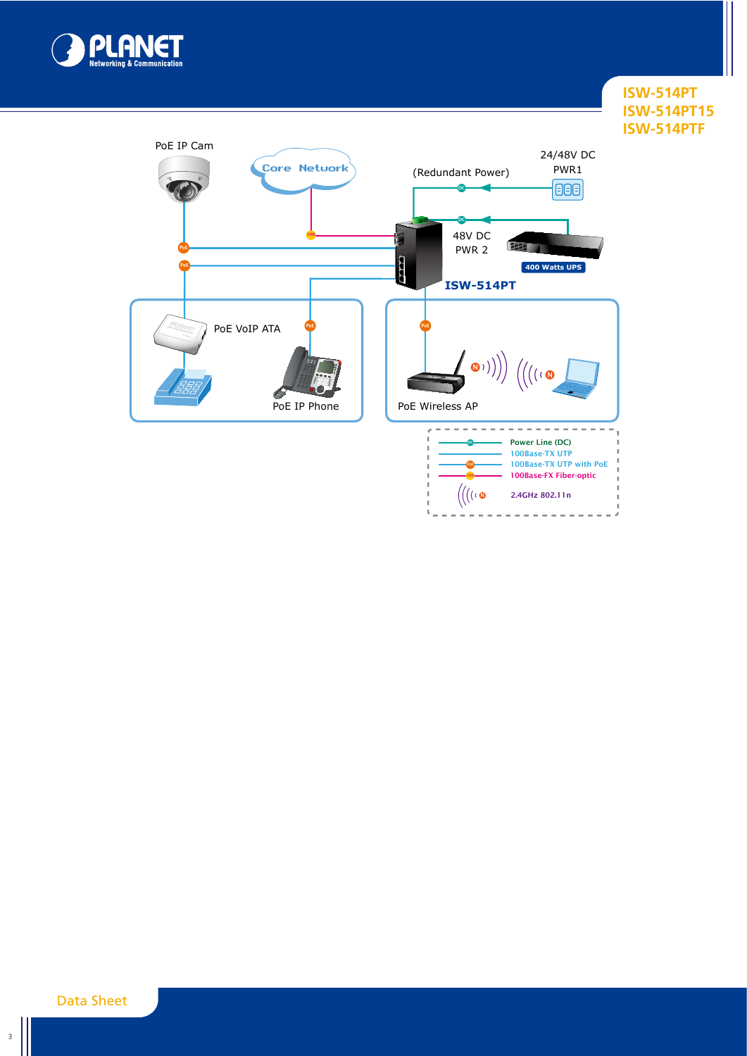PoE IP Cam

Core Network

(Redundant Power)

24/48V DC
PWR1

48V DC
PWR 2

400 Watts UPS

ISW-514PT

PoE VoIP ATA

PoE IP Phone

PoE Wireless AP

- Power Line (DC)
- 100Base-TX UTP
- 100Base-TX UTP with PoE
- 100Base-FX Fiber-optic
- 2.4GHz 802.11n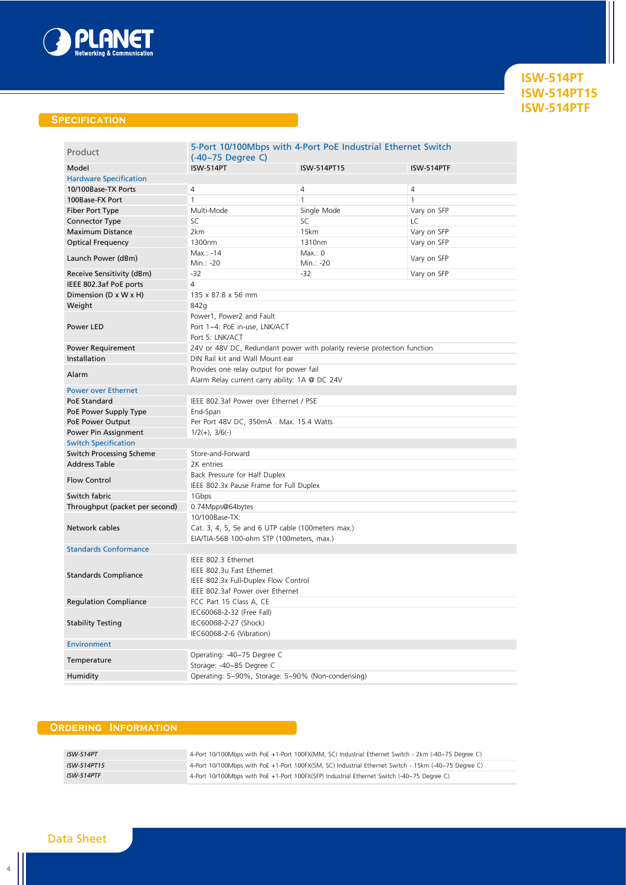## Specification

| Product | 5-Port 10/100Mbps with 4-Port PoE Industrial Ethernet Switch (-40~75 Degree C) | | |
|---|---|---|---|
| Model | ISW-514PT | ISW-514PT15 | ISW-514PTF |
| **Hardware Specification** | | | |
| 10/100Base-TX Ports | 4 | 4 | 4 |
| 100Base-FX Port | 1 | 1 | 1 |
| Fiber Port Type | Multi-Mode | Single Mode | Vary on SFP |
| Connector Type | SC | SC | LC |
| Maximum Distance | 2km | 15km | Vary on SFP |
| Optical Frequency | 1300nm | 1310nm | Vary on SFP |
| Launch Power (dBm) | Max.: -14<br>Min.: -20 | Max.: 0<br>Min.: -20 | Vary on SFP |
| Receive Sensitivity (dBm) | -32 | -32 | Vary on SFP |
| IEEE 802.3af PoE ports | 4 | | |
| Dimension (D x W x H) | 135 x 87.8 x 56 mm | | |
| Weight | 842g | | |
| Power LED | Power1, Power2 and Fault<br>Port 1~4: PoE in-use, LNK/ACT<br>Port 5: LNK/ACT | | |
| Power Requirement | 24V or 48V DC, Redundant power with polarity reverse protection function | | |
| Installation | DIN Rail kit and Wall Mount ear | | |
| Alarm | Provides one relay output for power fail<br>Alarm Relay current carry ability: 1A @ DC 24V | | |
| **Power over Ethernet** | | | |
| PoE Standard | IEEE 802.3af Power over Ethernet / PSE | | |
| PoE Power Supply Type | End-Span | | |
| PoE Power Output | Per Port 48V DC, 350mA . Max. 15.4 Watts | | |
| Power Pin Assignment | 1/2(+), 3/6(-) | | |
| **Switch Specification** | | | |
| Switch Processing Scheme | Store-and-Forward | | |
| Address Table | 2K entries | | |
| Flow Control | Back Pressure for Half Duplex<br>IEEE 802.3x Pause Frame for Full Duplex | | |
| Switch fabric | 1Gbps | | |
| Throughput (packet per second) | 0.74Mpps@64bytes | | |
| Network cables | 10/100Base-TX:<br>Cat. 3, 4, 5, 5e and 6 UTP cable (100meters max.)<br>EIA/TIA-568 100-ohm STP (100meters, max.) | | |
| **Standards Conformance** | | | |
| Standards Compliance | IEEE 802.3 Ethernet<br>IEEE 802.3u Fast Ethernet<br>IEEE 802.3x Full-Duplex Flow Control<br>IEEE 802.3af Power over Ethernet | | |
| Regulation Compliance | FCC Part 15 Class A, CE | | |
| Stability Testing | IEC60068-2-32 (Free Fall)<br>IEC60068-2-27 (Shock)<br>IEC60068-2-6 (Vibration) | | |
| **Environment** | | | |
| Temperature | Operating: -40~75 Degree C<br>Storage: -40~85 Degree C | | |
| Humidity | Operating: 5~90%, Storage: 5~90% (Non-condensing) | | |

## Ordering Information

| | |
|---|---|
| *ISW-514PT* | 4-Port 10/100Mbps with PoE +1-Port 100FX(MM, SC) Industrial Ethernet Switch - 2km (-40~75 Degree C) |
| *ISW-514PT15* | 4-Port 10/100Mbps with PoE +1-Port 100FX(SM, SC) Industrial Ethernet Switch - 15km (-40~75 Degree C) |
| *ISW-514PTF* | 4-Port 10/100Mbps with PoE +1-Port 100FX(SFP) Industrial Ethernet Switch (-40~75 Degree C) |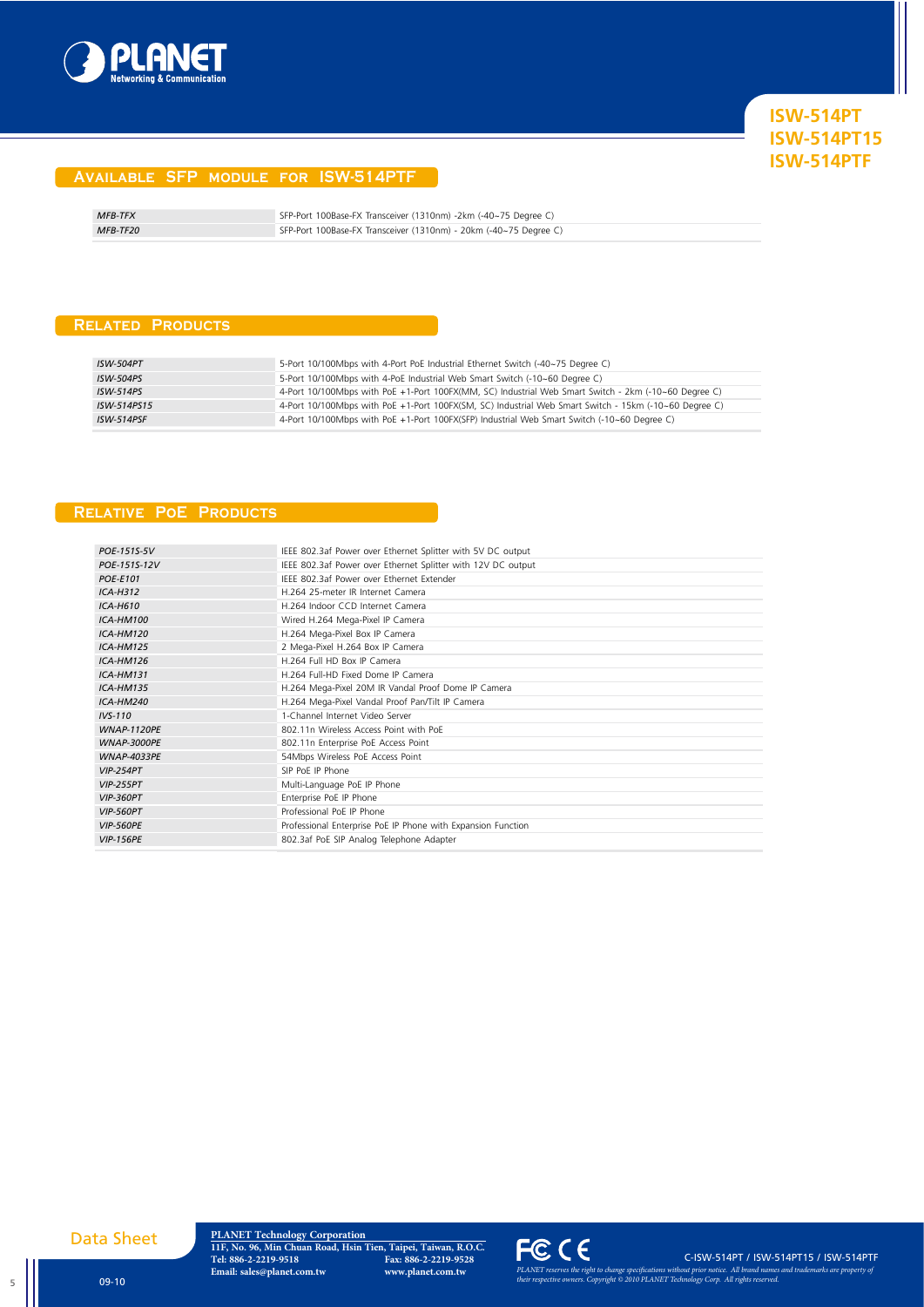## Available SFP module for ISW-514PTF

| | |
|---|---|
| MFB-TFX | SFP-Port 100Base-FX Transceiver (1310nm) -2km (-40~75 Degree C) |
| MFB-TF20 | SFP-Port 100Base-FX Transceiver (1310nm) - 20km (-40~75 Degree C) |

## Related Products

| | |
|---|---|
| ISW-504PT | 5-Port 10/100Mbps with 4-Port PoE Industrial Ethernet Switch (-40~75 Degree C) |
| ISW-504PS | 5-Port 10/100Mbps with 4-PoE Industrial Web Smart Switch (-10~60 Degree C) |
| ISW-514PS | 4-Port 10/100Mbps with PoE +1-Port 100FX(MM, SC) Industrial Web Smart Switch - 2km (-10~60 Degree C) |
| ISW-514PS15 | 4-Port 10/100Mbps with PoE +1-Port 100FX(SM, SC) Industrial Web Smart Switch - 15km (-10~60 Degree C) |
| ISW-514PSF | 4-Port 10/100Mbps with PoE +1-Port 100FX(SFP) Industrial Web Smart Switch (-10~60 Degree C) |

## Relative PoE Products

| | |
|---|---|
| POE-151S-5V | IEEE 802.3af Power over Ethernet Splitter with 5V DC output |
| POE-151S-12V | IEEE 802.3af Power over Ethernet Splitter with 12V DC output |
| POE-E101 | IEEE 802.3af Power over Ethernet Extender |
| ICA-H312 | H.264 25-meter IR Internet Camera |
| ICA-H610 | H.264 Indoor CCD Internet Camera |
| ICA-HM100 | Wired H.264 Mega-Pixel IP Camera |
| ICA-HM120 | H.264 Mega-Pixel Box IP Camera |
| ICA-HM125 | 2 Mega-Pixel H.264 Box IP Camera |
| ICA-HM126 | H.264 Full HD Box IP Camera |
| ICA-HM131 | H.264 Full-HD Fixed Dome IP Camera |
| ICA-HM135 | H.264 Mega-Pixel 20M IR Vandal Proof Dome IP Camera |
| ICA-HM240 | H.264 Mega-Pixel Vandal Proof Pan/Tilt IP Camera |
| IVS-110 | 1-Channel Internet Video Server |
| WNAP-1120PE | 802.11n Wireless Access Point with PoE |
| WNAP-3000PE | 802.11n Enterprise PoE Access Point |
| WNAP-4033PE | 54Mbps Wireless PoE Access Point |
| VIP-254PT | SIP PoE IP Phone |
| VIP-255PT | Multi-Language PoE IP Phone |
| VIP-360PT | Enterprise PoE IP Phone |
| VIP-560PT | Professional PoE IP Phone |
| VIP-560PE | Professional Enterprise PoE IP Phone with Expansion Function |
| VIP-156PE | 802.3af PoE SIP Analog Telephone Adapter |

**PLANET Technology Corporation**
**11F, No. 96, Min Chuan Road, Hsin Tien, Taipei, Taiwan, R.O.C.**
**Tel: 886-2-2219-9518** **Fax: 886-2-2219-9528**
**Email: sales@planet.com.tw** **www.planet.com.tw**

*PLANET reserves the right to change specifications without prior notice. All brand names and trademarks are property of their respective owners. Copyright © 2010 PLANET Technology Corp. All rights reserved.*